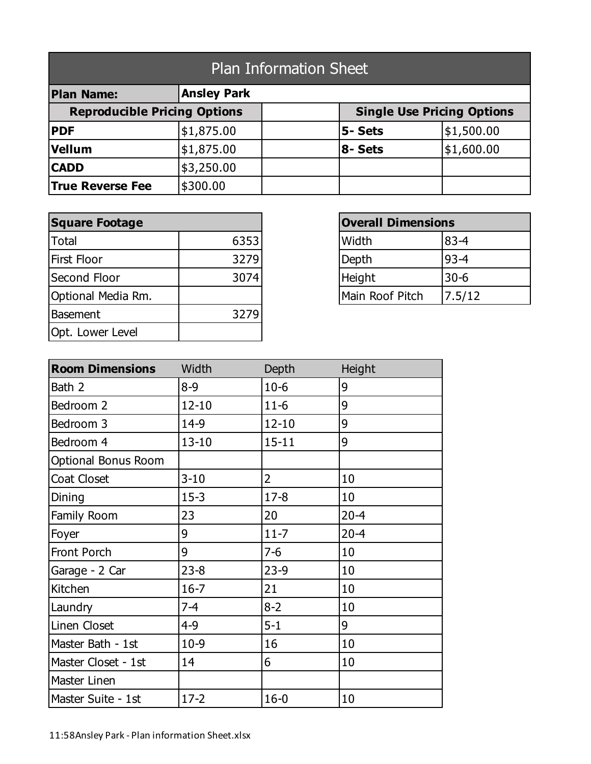# Plan Information Sheet

| **Plan Name:** | **Ansley Park** | | | |
|---|---|---|---|---|
| **Reproducible Pricing Options** | | | **Single Use Pricing Options** | |
| **PDF** | $1,875.00 | | **5- Sets** | $1,500.00 |
| **Vellum** | $1,875.00 | | **8- Sets** | $1,600.00 |
| **CADD** | $3,250.00 | | | |
| **True Reverse Fee** | $300.00 | | | |

| **Square Footage** | |
|---|---|
| Total | 6353 |
| First Floor | 3279 |
| Second Floor | 3074 |
| Optional Media Rm. | |
| Basement | 3279 |
| Opt. Lower Level | |

| **Overall Dimensions** | |
|---|---|
| Width | 83-4 |
| Depth | 93-4 |
| Height | 30-6 |
| Main Roof Pitch | 7.5/12 |

| **Room Dimensions** | Width | Depth | Height |
|---|---|---|---|
| Bath 2 | 8-9 | 10-6 | 9 |
| Bedroom 2 | 12-10 | 11-6 | 9 |
| Bedroom 3 | 14-9 | 12-10 | 9 |
| Bedroom 4 | 13-10 | 15-11 | 9 |
| Optional Bonus Room | | | |
| Coat Closet | 3-10 | 2 | 10 |
| Dining | 15-3 | 17-8 | 10 |
| Family Room | 23 | 20 | 20-4 |
| Foyer | 9 | 11-7 | 20-4 |
| Front Porch | 9 | 7-6 | 10 |
| Garage - 2 Car | 23-8 | 23-9 | 10 |
| Kitchen | 16-7 | 21 | 10 |
| Laundry | 7-4 | 8-2 | 10 |
| Linen Closet | 4-9 | 5-1 | 9 |
| Master Bath - 1st | 10-9 | 16 | 10 |
| Master Closet - 1st | 14 | 6 | 10 |
| Master Linen | | | |
| Master Suite - 1st | 17-2 | 16-0 | 10 |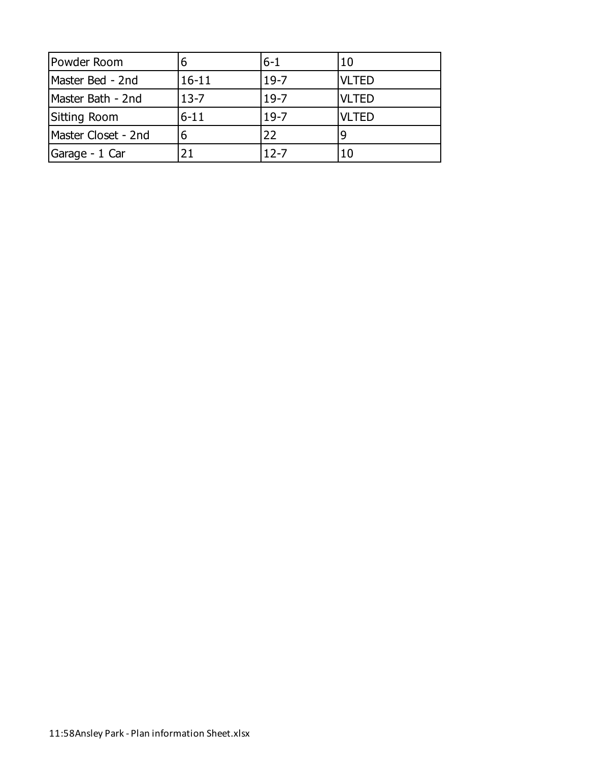| | | | |
|---|---|---|---|
| Powder Room | 6 | 6-1 | 10 |
| Master Bed - 2nd | 16-11 | 19-7 | VLTED |
| Master Bath - 2nd | 13-7 | 19-7 | VLTED |
| Sitting Room | 6-11 | 19-7 | VLTED |
| Master Closet - 2nd | 6 | 22 | 9 |
| Garage - 1 Car | 21 | 12-7 | 10 |